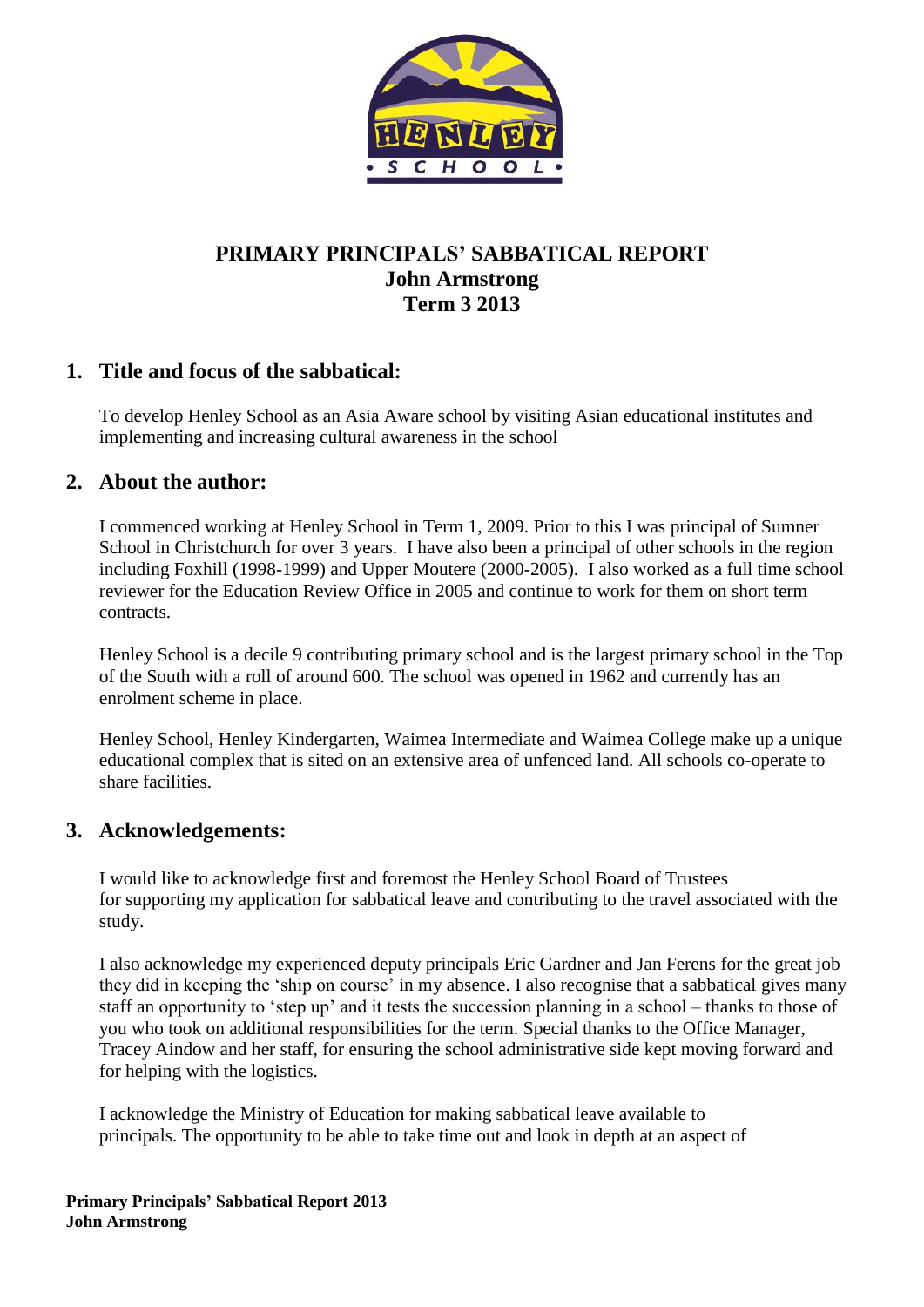# PRIMARY PRINCIPALS' SABBATICAL REPORT
## John Armstrong
## Term 3 2013

## 1. Title and focus of the sabbatical:

To develop Henley School as an Asia Aware school by visiting Asian educational institutes and implementing and increasing cultural awareness in the school

## 2. About the author:

I commenced working at Henley School in Term 1, 2009. Prior to this I was principal of Sumner School in Christchurch for over 3 years. I have also been a principal of other schools in the region including Foxhill (1998-1999) and Upper Moutere (2000-2005). I also worked as a full time school reviewer for the Education Review Office in 2005 and continue to work for them on short term contracts.

Henley School is a decile 9 contributing primary school and is the largest primary school in the Top of the South with a roll of around 600. The school was opened in 1962 and currently has an enrolment scheme in place.

Henley School, Henley Kindergarten, Waimea Intermediate and Waimea College make up a unique educational complex that is sited on an extensive area of unfenced land. All schools co-operate to share facilities.

## 3. Acknowledgements:

I would like to acknowledge first and foremost the Henley School Board of Trustees for supporting my application for sabbatical leave and contributing to the travel associated with the study.

I also acknowledge my experienced deputy principals Eric Gardner and Jan Ferens for the great job they did in keeping the 'ship on course' in my absence. I also recognise that a sabbatical gives many staff an opportunity to 'step up' and it tests the succession planning in a school – thanks to those of you who took on additional responsibilities for the term. Special thanks to the Office Manager, Tracey Aindow and her staff, for ensuring the school administrative side kept moving forward and for helping with the logistics.

I acknowledge the Ministry of Education for making sabbatical leave available to principals. The opportunity to be able to take time out and look in depth at an aspect of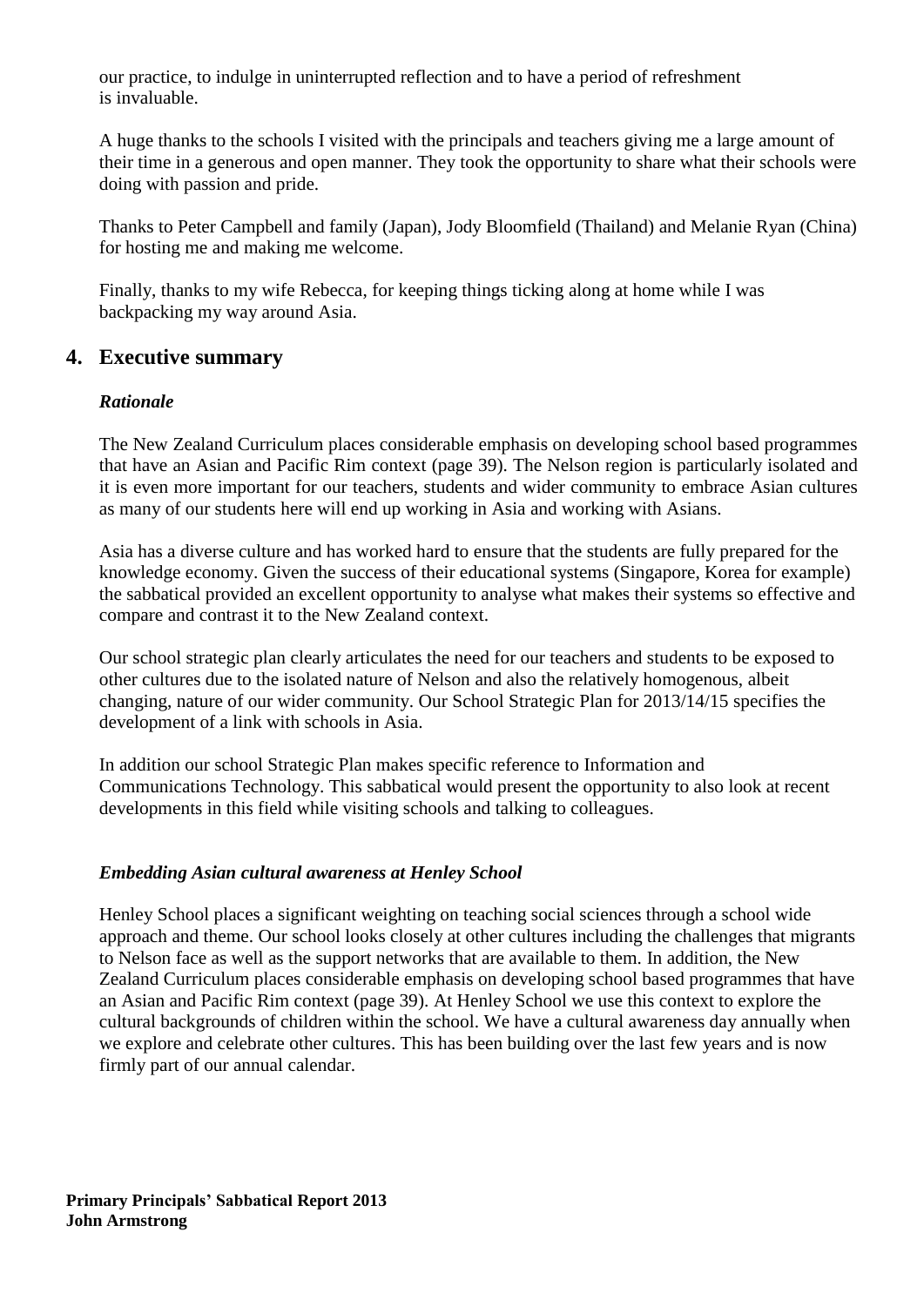our practice, to indulge in uninterrupted reflection and to have a period of refreshment is invaluable.

A huge thanks to the schools I visited with the principals and teachers giving me a large amount of their time in a generous and open manner. They took the opportunity to share what their schools were doing with passion and pride.

Thanks to Peter Campbell and family (Japan), Jody Bloomfield (Thailand) and Melanie Ryan (China) for hosting me and making me welcome.

Finally, thanks to my wife Rebecca, for keeping things ticking along at home while I was backpacking my way around Asia.

## 4. Executive summary

### *Rationale*

The New Zealand Curriculum places considerable emphasis on developing school based programmes that have an Asian and Pacific Rim context (page 39). The Nelson region is particularly isolated and it is even more important for our teachers, students and wider community to embrace Asian cultures as many of our students here will end up working in Asia and working with Asians.

Asia has a diverse culture and has worked hard to ensure that the students are fully prepared for the knowledge economy. Given the success of their educational systems (Singapore, Korea for example) the sabbatical provided an excellent opportunity to analyse what makes their systems so effective and compare and contrast it to the New Zealand context.

Our school strategic plan clearly articulates the need for our teachers and students to be exposed to other cultures due to the isolated nature of Nelson and also the relatively homogenous, albeit changing, nature of our wider community. Our School Strategic Plan for 2013/14/15 specifies the development of a link with schools in Asia.

In addition our school Strategic Plan makes specific reference to Information and Communications Technology. This sabbatical would present the opportunity to also look at recent developments in this field while visiting schools and talking to colleagues.

### *Embedding Asian cultural awareness at Henley School*

Henley School places a significant weighting on teaching social sciences through a school wide approach and theme. Our school looks closely at other cultures including the challenges that migrants to Nelson face as well as the support networks that are available to them. In addition, the New Zealand Curriculum places considerable emphasis on developing school based programmes that have an Asian and Pacific Rim context (page 39). At Henley School we use this context to explore the cultural backgrounds of children within the school. We have a cultural awareness day annually when we explore and celebrate other cultures. This has been building over the last few years and is now firmly part of our annual calendar.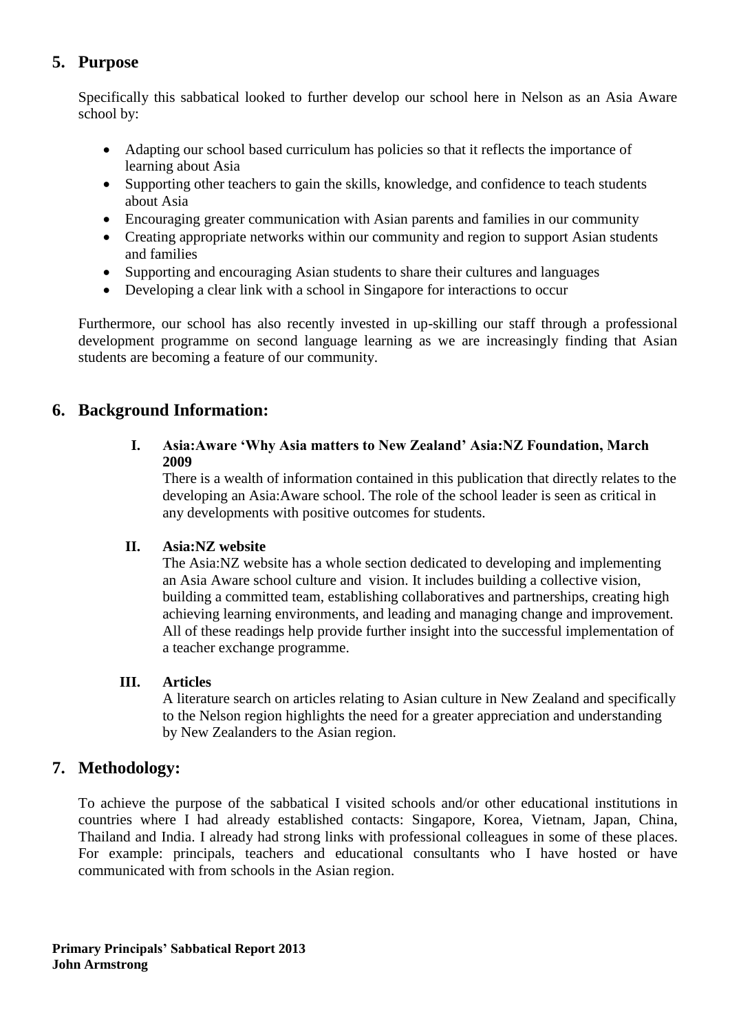## 5. Purpose

Specifically this sabbatical looked to further develop our school here in Nelson as an Asia Aware school by:

- Adapting our school based curriculum has policies so that it reflects the importance of learning about Asia
- Supporting other teachers to gain the skills, knowledge, and confidence to teach students about Asia
- Encouraging greater communication with Asian parents and families in our community
- Creating appropriate networks within our community and region to support Asian students and families
- Supporting and encouraging Asian students to share their cultures and languages
- Developing a clear link with a school in Singapore for interactions to occur

Furthermore, our school has also recently invested in up-skilling our staff through a professional development programme on second language learning as we are increasingly finding that Asian students are becoming a feature of our community.

## 6. Background Information:

I. **Asia:Aware 'Why Asia matters to New Zealand' Asia:NZ Foundation, March 2009**

There is a wealth of information contained in this publication that directly relates to the developing an Asia:Aware school. The role of the school leader is seen as critical in any developments with positive outcomes for students.

II. **Asia:NZ website**

The Asia:NZ website has a whole section dedicated to developing and implementing an Asia Aware school culture and vision. It includes building a collective vision, building a committed team, establishing collaboratives and partnerships, creating high achieving learning environments, and leading and managing change and improvement. All of these readings help provide further insight into the successful implementation of a teacher exchange programme.

III. **Articles**

A literature search on articles relating to Asian culture in New Zealand and specifically to the Nelson region highlights the need for a greater appreciation and understanding by New Zealanders to the Asian region.

## 7. Methodology:

To achieve the purpose of the sabbatical I visited schools and/or other educational institutions in countries where I had already established contacts: Singapore, Korea, Vietnam, Japan, China, Thailand and India. I already had strong links with professional colleagues in some of these places. For example: principals, teachers and educational consultants who I have hosted or have communicated with from schools in the Asian region.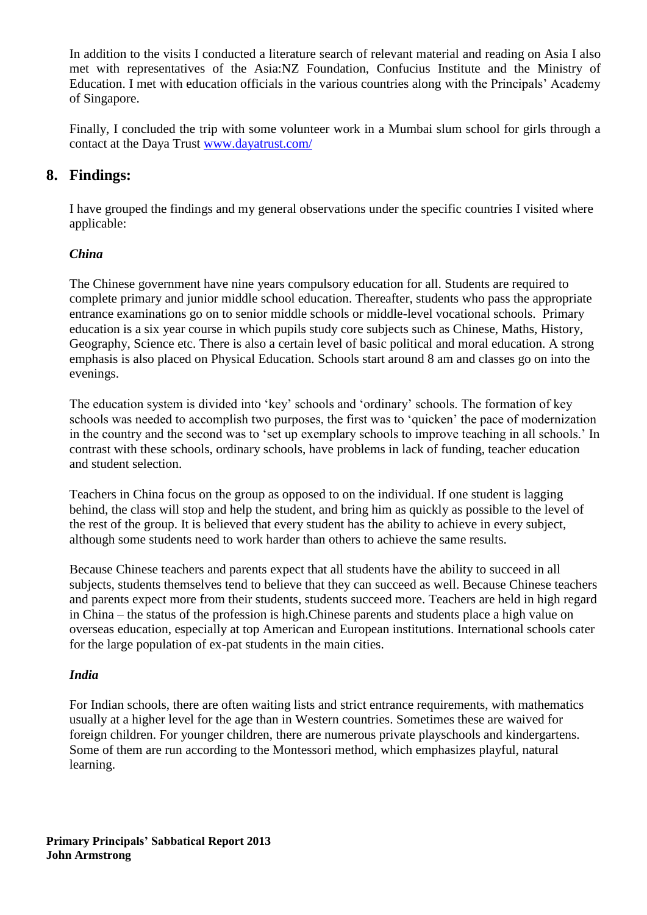In addition to the visits I conducted a literature search of relevant material and reading on Asia I also met with representatives of the Asia:NZ Foundation, Confucius Institute and the Ministry of Education. I met with education officials in the various countries along with the Principals' Academy of Singapore.

Finally, I concluded the trip with some volunteer work in a Mumbai slum school for girls through a contact at the Daya Trust www.dayatrust.com/

## 8. Findings:

I have grouped the findings and my general observations under the specific countries I visited where applicable:

***China***

The Chinese government have nine years compulsory education for all. Students are required to complete primary and junior middle school education. Thereafter, students who pass the appropriate entrance examinations go on to senior middle schools or middle-level vocational schools. Primary education is a six year course in which pupils study core subjects such as Chinese, Maths, History, Geography, Science etc. There is also a certain level of basic political and moral education. A strong emphasis is also placed on Physical Education. Schools start around 8 am and classes go on into the evenings.

The education system is divided into 'key' schools and 'ordinary' schools. The formation of key schools was needed to accomplish two purposes, the first was to 'quicken' the pace of modernization in the country and the second was to 'set up exemplary schools to improve teaching in all schools.' In contrast with these schools, ordinary schools, have problems in lack of funding, teacher education and student selection.

Teachers in China focus on the group as opposed to on the individual. If one student is lagging behind, the class will stop and help the student, and bring him as quickly as possible to the level of the rest of the group. It is believed that every student has the ability to achieve in every subject, although some students need to work harder than others to achieve the same results.

Because Chinese teachers and parents expect that all students have the ability to succeed in all subjects, students themselves tend to believe that they can succeed as well. Because Chinese teachers and parents expect more from their students, students succeed more. Teachers are held in high regard in China – the status of the profession is high.Chinese parents and students place a high value on overseas education, especially at top American and European institutions. International schools cater for the large population of ex-pat students in the main cities.

***India***

For Indian schools, there are often waiting lists and strict entrance requirements, with mathematics usually at a higher level for the age than in Western countries. Sometimes these are waived for foreign children. For younger children, there are numerous private playschools and kindergartens. Some of them are run according to the Montessori method, which emphasizes playful, natural learning.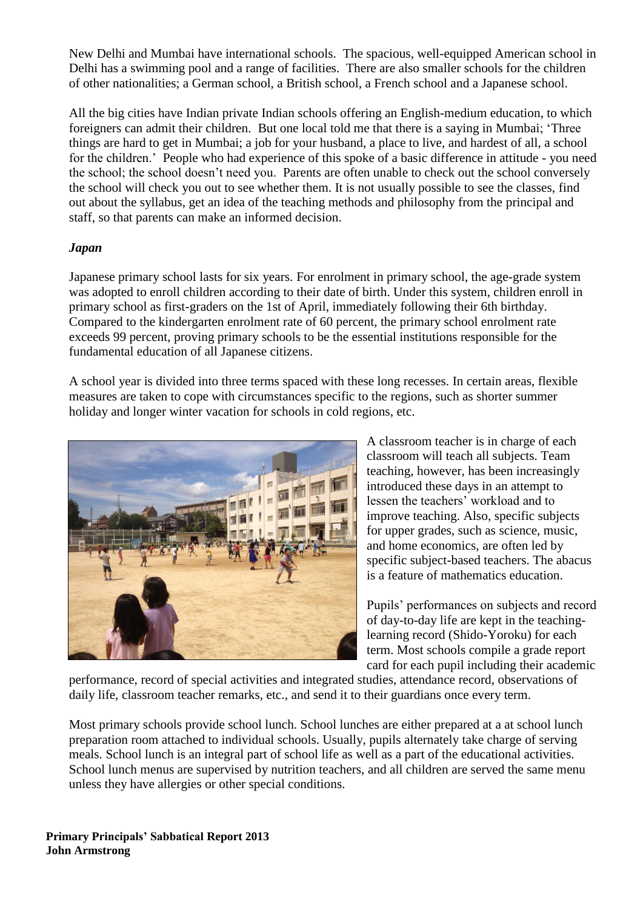New Delhi and Mumbai have international schools. The spacious, well-equipped American school in Delhi has a swimming pool and a range of facilities. There are also smaller schools for the children of other nationalities; a German school, a British school, a French school and a Japanese school.

All the big cities have Indian private Indian schools offering an English-medium education, to which foreigners can admit their children. But one local told me that there is a saying in Mumbai; 'Three things are hard to get in Mumbai; a job for your husband, a place to live, and hardest of all, a school for the children.' People who had experience of this spoke of a basic difference in attitude - you need the school; the school doesn't need you. Parents are often unable to check out the school conversely the school will check you out to see whether them. It is not usually possible to see the classes, find out about the syllabus, get an idea of the teaching methods and philosophy from the principal and staff, so that parents can make an informed decision.

***Japan***

Japanese primary school lasts for six years. For enrolment in primary school, the age-grade system was adopted to enroll children according to their date of birth. Under this system, children enroll in primary school as first-graders on the 1st of April, immediately following their 6th birthday. Compared to the kindergarten enrolment rate of 60 percent, the primary school enrolment rate exceeds 99 percent, proving primary schools to be the essential institutions responsible for the fundamental education of all Japanese citizens.

A school year is divided into three terms spaced with these long recesses. In certain areas, flexible measures are taken to cope with circumstances specific to the regions, such as shorter summer holiday and longer winter vacation for schools in cold regions, etc.

A classroom teacher is in charge of each classroom will teach all subjects. Team teaching, however, has been increasingly introduced these days in an attempt to lessen the teachers' workload and to improve teaching. Also, specific subjects for upper grades, such as science, music, and home economics, are often led by specific subject-based teachers. The abacus is a feature of mathematics education.

Pupils' performances on subjects and record of day-to-day life are kept in the teaching-learning record (Shido-Yoroku) for each term. Most schools compile a grade report card for each pupil including their academic performance, record of special activities and integrated studies, attendance record, observations of daily life, classroom teacher remarks, etc., and send it to their guardians once every term.

Most primary schools provide school lunch. School lunches are either prepared at a at school lunch preparation room attached to individual schools. Usually, pupils alternately take charge of serving meals. School lunch is an integral part of school life as well as a part of the educational activities. School lunch menus are supervised by nutrition teachers, and all children are served the same menu unless they have allergies or other special conditions.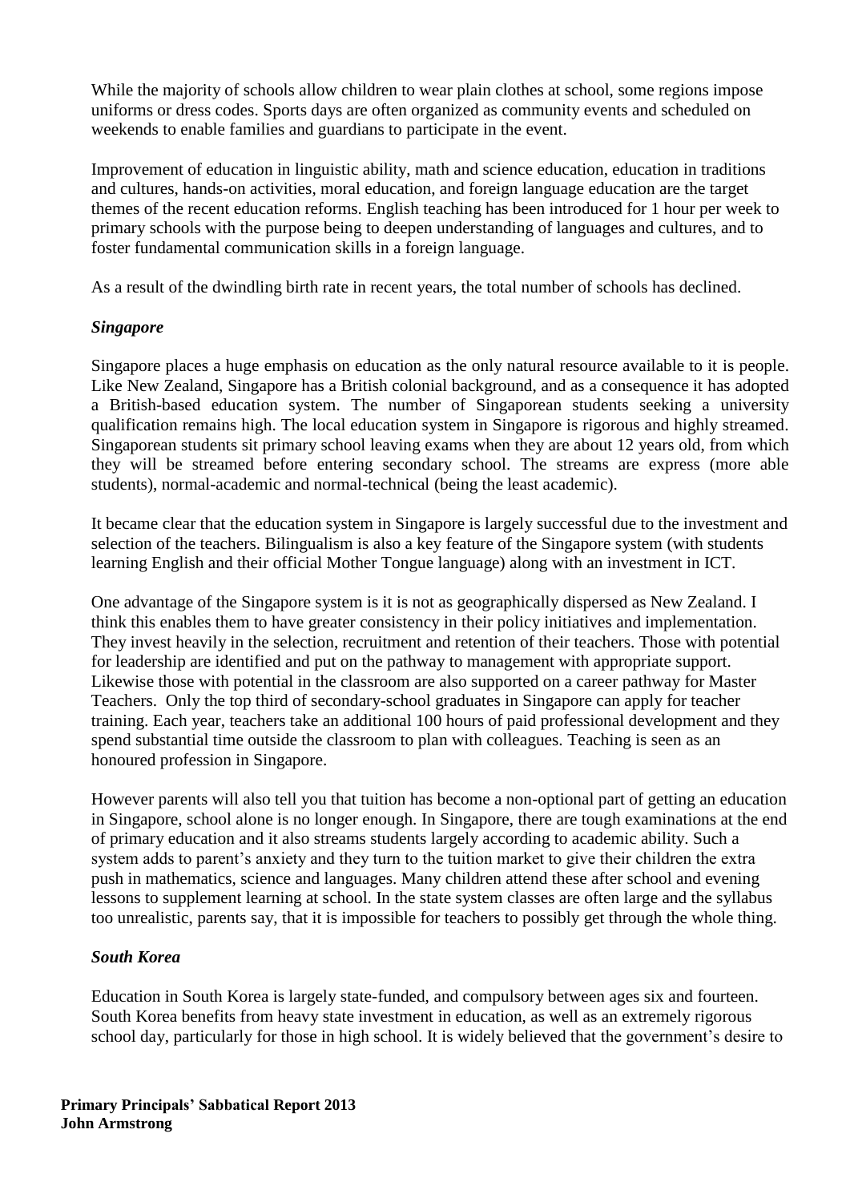While the majority of schools allow children to wear plain clothes at school, some regions impose uniforms or dress codes. Sports days are often organized as community events and scheduled on weekends to enable families and guardians to participate in the event.

Improvement of education in linguistic ability, math and science education, education in traditions and cultures, hands-on activities, moral education, and foreign language education are the target themes of the recent education reforms. English teaching has been introduced for 1 hour per week to primary schools with the purpose being to deepen understanding of languages and cultures, and to foster fundamental communication skills in a foreign language.

As a result of the dwindling birth rate in recent years, the total number of schools has declined.

### *Singapore*

Singapore places a huge emphasis on education as the only natural resource available to it is people. Like New Zealand, Singapore has a British colonial background, and as a consequence it has adopted a British-based education system. The number of Singaporean students seeking a university qualification remains high. The local education system in Singapore is rigorous and highly streamed. Singaporean students sit primary school leaving exams when they are about 12 years old, from which they will be streamed before entering secondary school. The streams are express (more able students), normal-academic and normal-technical (being the least academic).

It became clear that the education system in Singapore is largely successful due to the investment and selection of the teachers. Bilingualism is also a key feature of the Singapore system (with students learning English and their official Mother Tongue language) along with an investment in ICT.

One advantage of the Singapore system is it is not as geographically dispersed as New Zealand. I think this enables them to have greater consistency in their policy initiatives and implementation. They invest heavily in the selection, recruitment and retention of their teachers. Those with potential for leadership are identified and put on the pathway to management with appropriate support. Likewise those with potential in the classroom are also supported on a career pathway for Master Teachers. Only the top third of secondary-school graduates in Singapore can apply for teacher training. Each year, teachers take an additional 100 hours of paid professional development and they spend substantial time outside the classroom to plan with colleagues. Teaching is seen as an honoured profession in Singapore.

However parents will also tell you that tuition has become a non-optional part of getting an education in Singapore, school alone is no longer enough. In Singapore, there are tough examinations at the end of primary education and it also streams students largely according to academic ability. Such a system adds to parent's anxiety and they turn to the tuition market to give their children the extra push in mathematics, science and languages. Many children attend these after school and evening lessons to supplement learning at school. In the state system classes are often large and the syllabus too unrealistic, parents say, that it is impossible for teachers to possibly get through the whole thing.

### *South Korea*

Education in South Korea is largely state-funded, and compulsory between ages six and fourteen. South Korea benefits from heavy state investment in education, as well as an extremely rigorous school day, particularly for those in high school. It is widely believed that the government's desire to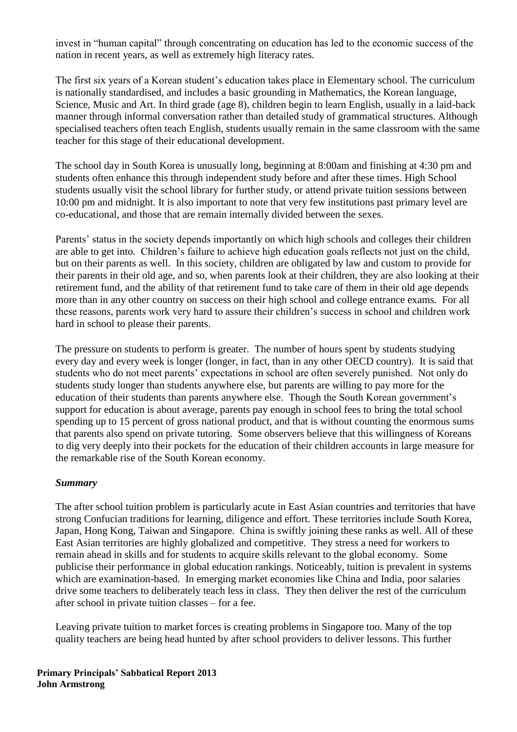invest in "human capital" through concentrating on education has led to the economic success of the nation in recent years, as well as extremely high literacy rates.

The first six years of a Korean student's education takes place in Elementary school. The curriculum is nationally standardised, and includes a basic grounding in Mathematics, the Korean language, Science, Music and Art. In third grade (age 8), children begin to learn English, usually in a laid-back manner through informal conversation rather than detailed study of grammatical structures. Although specialised teachers often teach English, students usually remain in the same classroom with the same teacher for this stage of their educational development.

The school day in South Korea is unusually long, beginning at 8:00am and finishing at 4:30 pm and students often enhance this through independent study before and after these times. High School students usually visit the school library for further study, or attend private tuition sessions between 10:00 pm and midnight. It is also important to note that very few institutions past primary level are co-educational, and those that are remain internally divided between the sexes.

Parents' status in the society depends importantly on which high schools and colleges their children are able to get into. Children's failure to achieve high education goals reflects not just on the child, but on their parents as well. In this society, children are obligated by law and custom to provide for their parents in their old age, and so, when parents look at their children, they are also looking at their retirement fund, and the ability of that retirement fund to take care of them in their old age depends more than in any other country on success on their high school and college entrance exams. For all these reasons, parents work very hard to assure their children's success in school and children work hard in school to please their parents.

The pressure on students to perform is greater. The number of hours spent by students studying every day and every week is longer (longer, in fact, than in any other OECD country). It is said that students who do not meet parents' expectations in school are often severely punished. Not only do students study longer than students anywhere else, but parents are willing to pay more for the education of their students than parents anywhere else. Though the South Korean government's support for education is about average, parents pay enough in school fees to bring the total school spending up to 15 percent of gross national product, and that is without counting the enormous sums that parents also spend on private tutoring. Some observers believe that this willingness of Koreans to dig very deeply into their pockets for the education of their children accounts in large measure for the remarkable rise of the South Korean economy.

***Summary***

The after school tuition problem is particularly acute in East Asian countries and territories that have strong Confucian traditions for learning, diligence and effort. These territories include South Korea, Japan, Hong Kong, Taiwan and Singapore. China is swiftly joining these ranks as well. All of these East Asian territories are highly globalized and competitive. They stress a need for workers to remain ahead in skills and for students to acquire skills relevant to the global economy. Some publicise their performance in global education rankings. Noticeably, tuition is prevalent in systems which are examination-based. In emerging market economies like China and India, poor salaries drive some teachers to deliberately teach less in class. They then deliver the rest of the curriculum after school in private tuition classes – for a fee.

Leaving private tuition to market forces is creating problems in Singapore too. Many of the top quality teachers are being head hunted by after school providers to deliver lessons. This further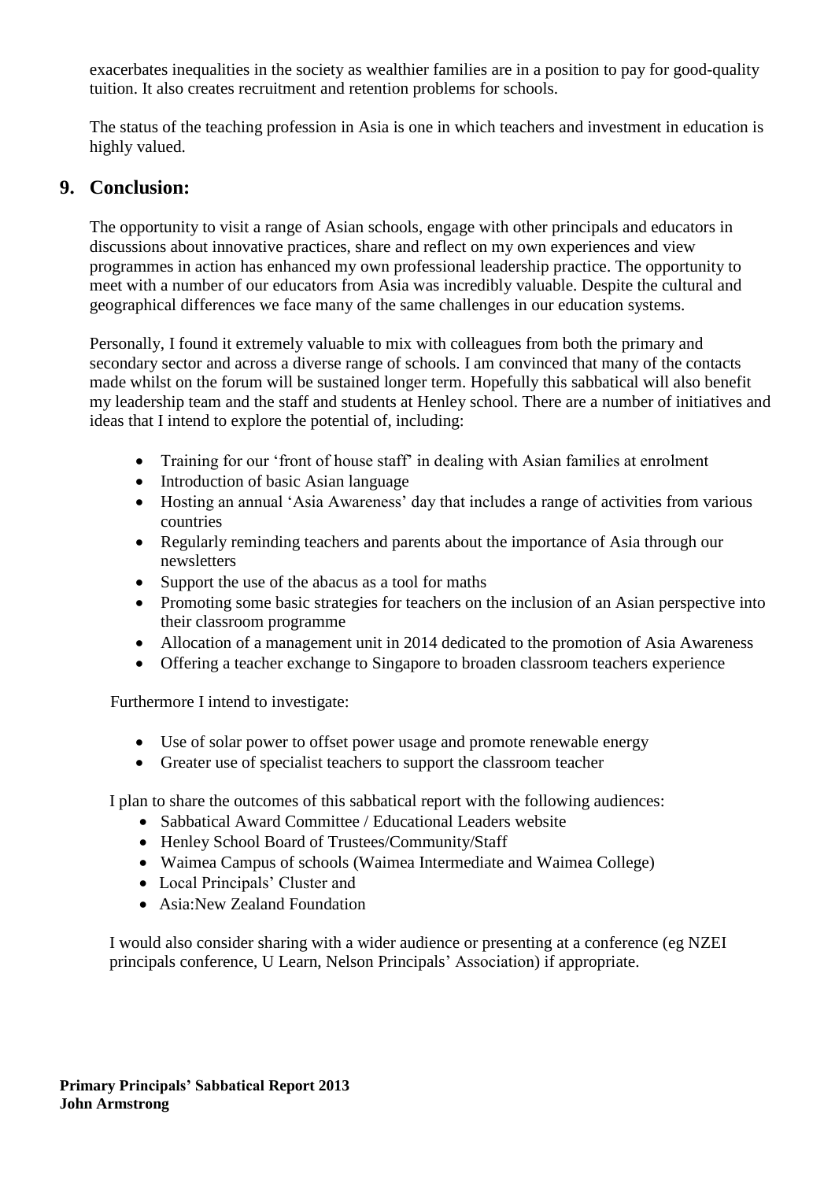exacerbates inequalities in the society as wealthier families are in a position to pay for good-quality tuition. It also creates recruitment and retention problems for schools.

The status of the teaching profession in Asia is one in which teachers and investment in education is highly valued.

## 9. Conclusion:

The opportunity to visit a range of Asian schools, engage with other principals and educators in discussions about innovative practices, share and reflect on my own experiences and view programmes in action has enhanced my own professional leadership practice. The opportunity to meet with a number of our educators from Asia was incredibly valuable. Despite the cultural and geographical differences we face many of the same challenges in our education systems.

Personally, I found it extremely valuable to mix with colleagues from both the primary and secondary sector and across a diverse range of schools. I am convinced that many of the contacts made whilst on the forum will be sustained longer term. Hopefully this sabbatical will also benefit my leadership team and the staff and students at Henley school. There are a number of initiatives and ideas that I intend to explore the potential of, including:

- Training for our 'front of house staff' in dealing with Asian families at enrolment
- Introduction of basic Asian language
- Hosting an annual 'Asia Awareness' day that includes a range of activities from various countries
- Regularly reminding teachers and parents about the importance of Asia through our newsletters
- Support the use of the abacus as a tool for maths
- Promoting some basic strategies for teachers on the inclusion of an Asian perspective into their classroom programme
- Allocation of a management unit in 2014 dedicated to the promotion of Asia Awareness
- Offering a teacher exchange to Singapore to broaden classroom teachers experience

Furthermore I intend to investigate:

- Use of solar power to offset power usage and promote renewable energy
- Greater use of specialist teachers to support the classroom teacher

I plan to share the outcomes of this sabbatical report with the following audiences:

- Sabbatical Award Committee / Educational Leaders website
- Henley School Board of Trustees/Community/Staff
- Waimea Campus of schools (Waimea Intermediate and Waimea College)
- Local Principals' Cluster and
- Asia:New Zealand Foundation

I would also consider sharing with a wider audience or presenting at a conference (eg NZEI principals conference, U Learn, Nelson Principals' Association) if appropriate.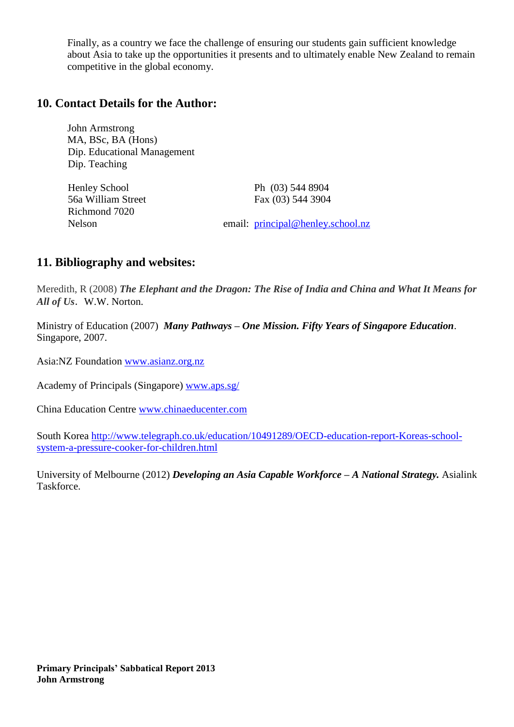Finally, as a country we face the challenge of ensuring our students gain sufficient knowledge about Asia to take up the opportunities it presents and to ultimately enable New Zealand to remain competitive in the global economy.

## 10. Contact Details for the Author:

John Armstrong
MA, BSc, BA (Hons)
Dip. Educational Management
Dip. Teaching

Henley School
56a William Street
Richmond 7020
Nelson

Ph (03) 544 8904
Fax (03) 544 3904
email: principal@henley.school.nz

## 11. Bibliography and websites:

Meredith, R (2008) ***The Elephant and the Dragon: The Rise of India and China and What It Means for All of Us***. W.W. Norton.

Ministry of Education (2007) ***Many Pathways – One Mission. Fifty Years of Singapore Education***. Singapore, 2007.

Asia:NZ Foundation www.asianz.org.nz

Academy of Principals (Singapore) www.aps.sg/

China Education Centre www.chinaeducenter.com

South Korea http://www.telegraph.co.uk/education/10491289/OECD-education-report-Koreas-school-system-a-pressure-cooker-for-children.html

University of Melbourne (2012) ***Developing an Asia Capable Workforce – A National Strategy.*** Asialink Taskforce.